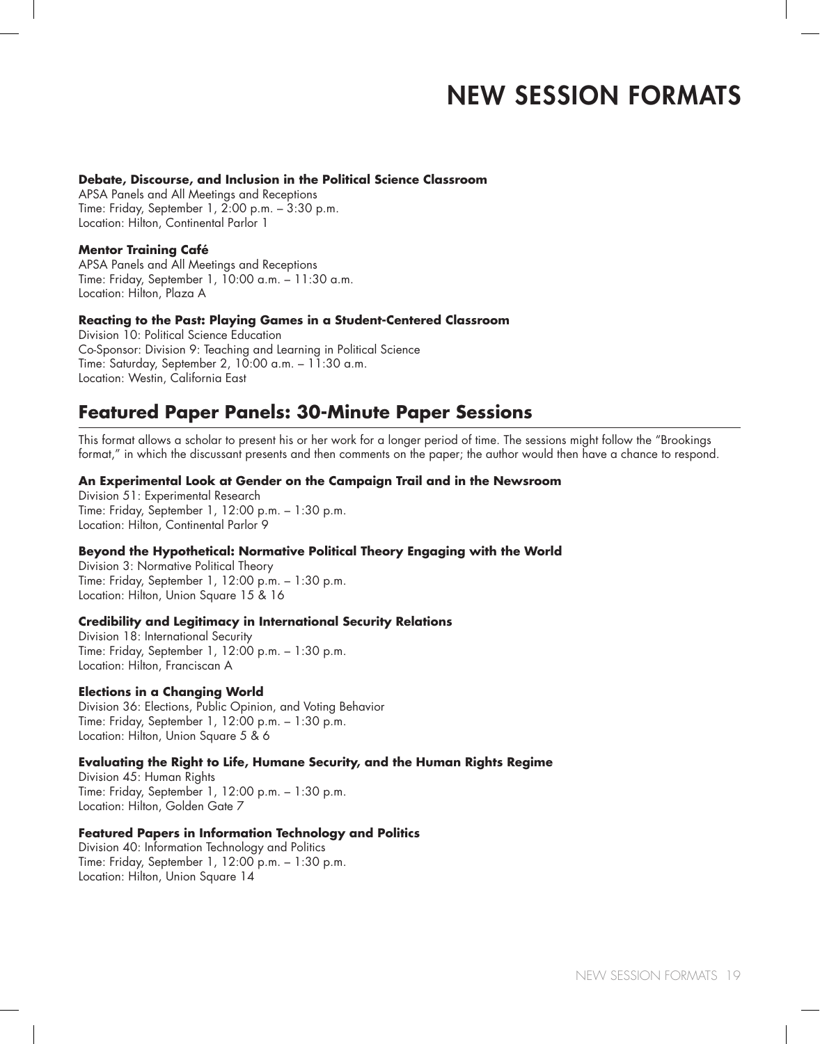# NEW SESSION FORMATS

**Debate, Discourse, and Inclusion in the Political Science Classroom**
APSA Panels and All Meetings and Receptions
Time: Friday, September 1, 2:00 p.m. – 3:30 p.m.
Location: Hilton, Continental Parlor 1

**Mentor Training Café**
APSA Panels and All Meetings and Receptions
Time: Friday, September 1, 10:00 a.m. – 11:30 a.m.
Location: Hilton, Plaza A

**Reacting to the Past: Playing Games in a Student-Centered Classroom**
Division 10: Political Science Education
Co-Sponsor: Division 9: Teaching and Learning in Political Science
Time: Saturday, September 2, 10:00 a.m. – 11:30 a.m.
Location: Westin, California East

## Featured Paper Panels: 30-Minute Paper Sessions

This format allows a scholar to present his or her work for a longer period of time. The sessions might follow the "Brookings format," in which the discussant presents and then comments on the paper; the author would then have a chance to respond.

**An Experimental Look at Gender on the Campaign Trail and in the Newsroom**
Division 51: Experimental Research
Time: Friday, September 1, 12:00 p.m. – 1:30 p.m.
Location: Hilton, Continental Parlor 9

**Beyond the Hypothetical: Normative Political Theory Engaging with the World**
Division 3: Normative Political Theory
Time: Friday, September 1, 12:00 p.m. – 1:30 p.m.
Location: Hilton, Union Square 15 & 16

**Credibility and Legitimacy in International Security Relations**
Division 18: International Security
Time: Friday, September 1, 12:00 p.m. – 1:30 p.m.
Location: Hilton, Franciscan A

**Elections in a Changing World**
Division 36: Elections, Public Opinion, and Voting Behavior
Time: Friday, September 1, 12:00 p.m. – 1:30 p.m.
Location: Hilton, Union Square 5 & 6

**Evaluating the Right to Life, Humane Security, and the Human Rights Regime**
Division 45: Human Rights
Time: Friday, September 1, 12:00 p.m. – 1:30 p.m.
Location: Hilton, Golden Gate 7

**Featured Papers in Information Technology and Politics**
Division 40: Information Technology and Politics
Time: Friday, September 1, 12:00 p.m. – 1:30 p.m.
Location: Hilton, Union Square 14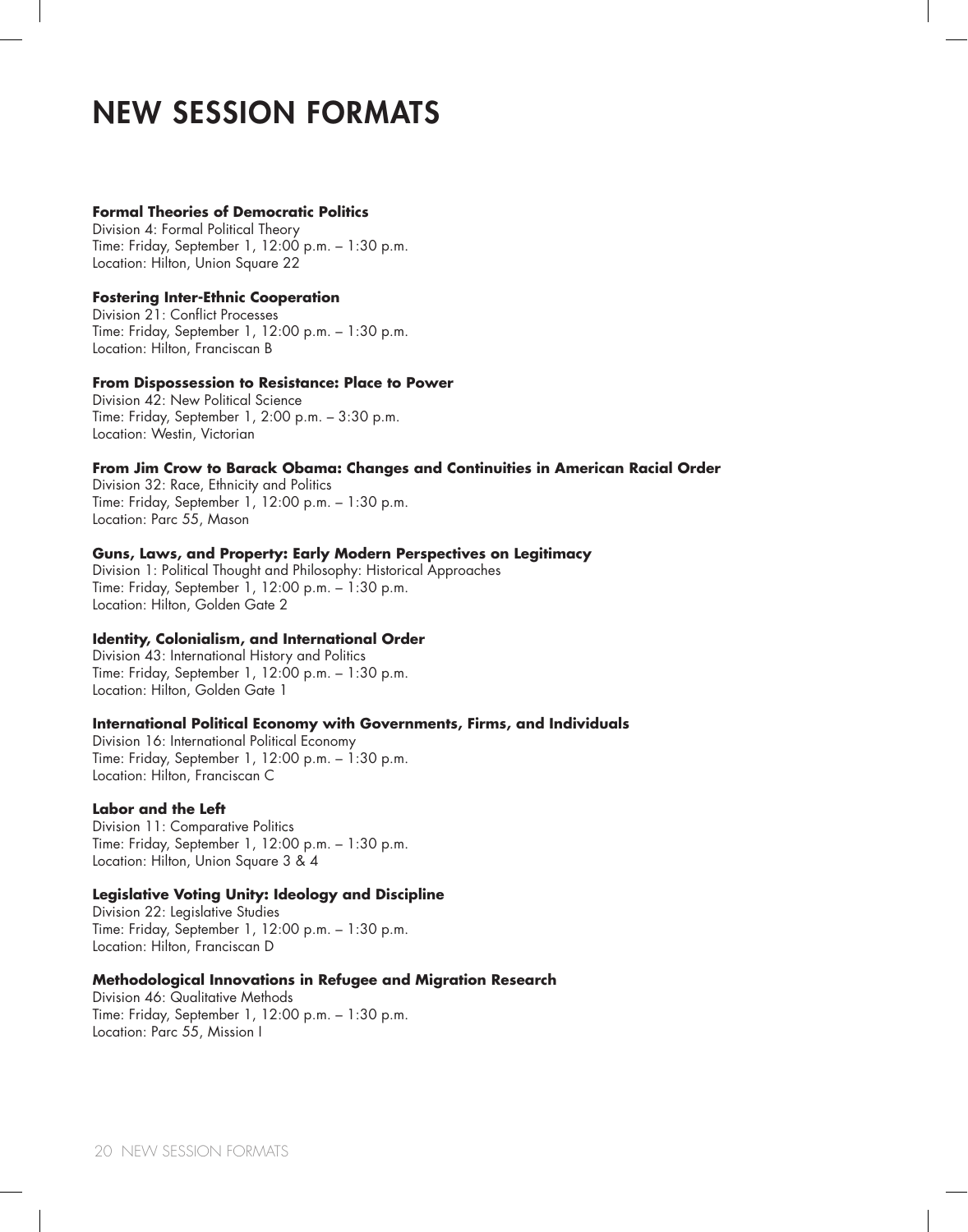# NEW SESSION FORMATS

**Formal Theories of Democratic Politics**
Division 4: Formal Political Theory
Time: Friday, September 1, 12:00 p.m. – 1:30 p.m.
Location: Hilton, Union Square 22

**Fostering Inter-Ethnic Cooperation**
Division 21: Conflict Processes
Time: Friday, September 1, 12:00 p.m. – 1:30 p.m.
Location: Hilton, Franciscan B

**From Dispossession to Resistance: Place to Power**
Division 42: New Political Science
Time: Friday, September 1, 2:00 p.m. – 3:30 p.m.
Location: Westin, Victorian

**From Jim Crow to Barack Obama: Changes and Continuities in American Racial Order**
Division 32: Race, Ethnicity and Politics
Time: Friday, September 1, 12:00 p.m. – 1:30 p.m.
Location: Parc 55, Mason

**Guns, Laws, and Property: Early Modern Perspectives on Legitimacy**
Division 1: Political Thought and Philosophy: Historical Approaches
Time: Friday, September 1, 12:00 p.m. – 1:30 p.m.
Location: Hilton, Golden Gate 2

**Identity, Colonialism, and International Order**
Division 43: International History and Politics
Time: Friday, September 1, 12:00 p.m. – 1:30 p.m.
Location: Hilton, Golden Gate 1

**International Political Economy with Governments, Firms, and Individuals**
Division 16: International Political Economy
Time: Friday, September 1, 12:00 p.m. – 1:30 p.m.
Location: Hilton, Franciscan C

**Labor and the Left**
Division 11: Comparative Politics
Time: Friday, September 1, 12:00 p.m. – 1:30 p.m.
Location: Hilton, Union Square 3 & 4

**Legislative Voting Unity: Ideology and Discipline**
Division 22: Legislative Studies
Time: Friday, September 1, 12:00 p.m. – 1:30 p.m.
Location: Hilton, Franciscan D

**Methodological Innovations in Refugee and Migration Research**
Division 46: Qualitative Methods
Time: Friday, September 1, 12:00 p.m. – 1:30 p.m.
Location: Parc 55, Mission I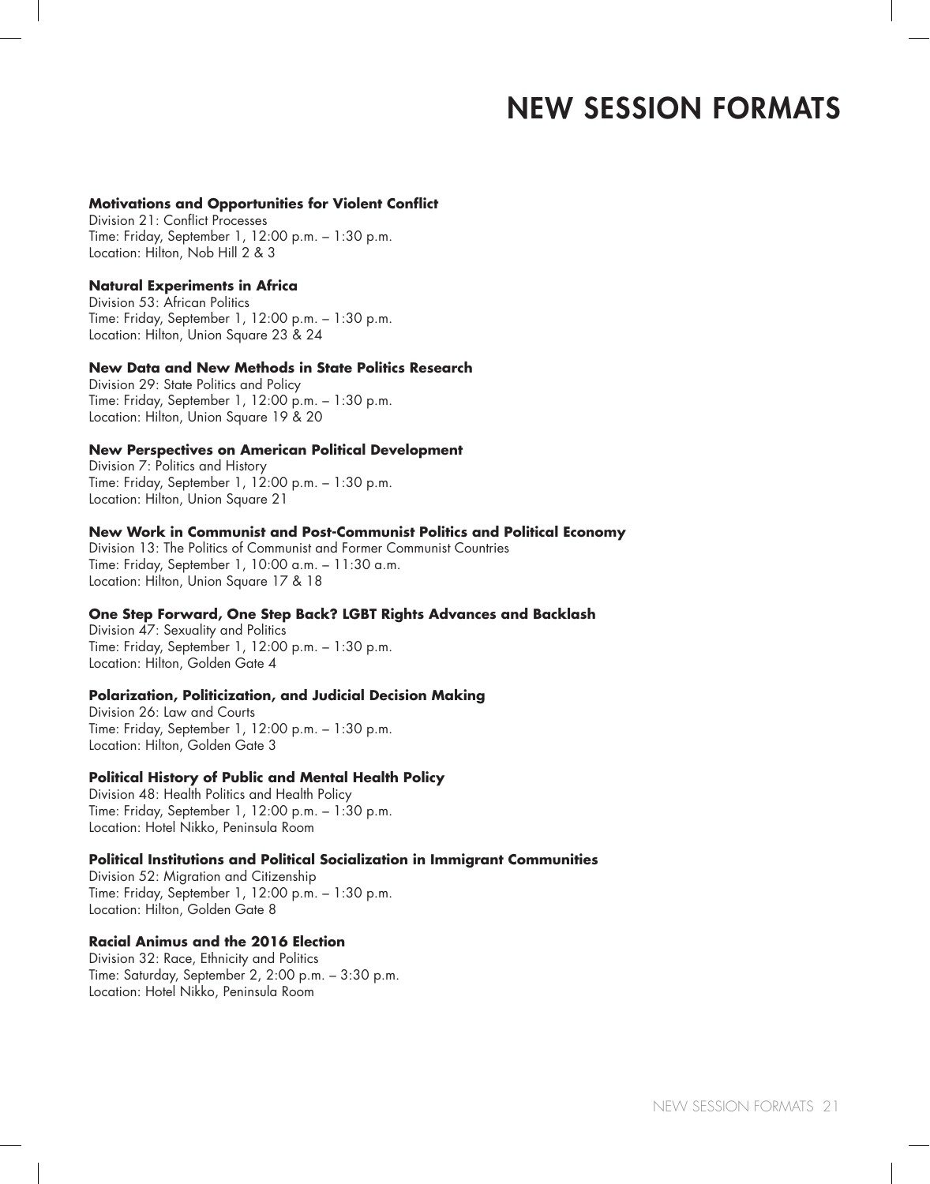# NEW SESSION FORMATS

**Motivations and Opportunities for Violent Conflict**
Division 21: Conflict Processes
Time: Friday, September 1, 12:00 p.m. – 1:30 p.m.
Location: Hilton, Nob Hill 2 & 3

**Natural Experiments in Africa**
Division 53: African Politics
Time: Friday, September 1, 12:00 p.m. – 1:30 p.m.
Location: Hilton, Union Square 23 & 24

**New Data and New Methods in State Politics Research**
Division 29: State Politics and Policy
Time: Friday, September 1, 12:00 p.m. – 1:30 p.m.
Location: Hilton, Union Square 19 & 20

**New Perspectives on American Political Development**
Division 7: Politics and History
Time: Friday, September 1, 12:00 p.m. – 1:30 p.m.
Location: Hilton, Union Square 21

**New Work in Communist and Post-Communist Politics and Political Economy**
Division 13: The Politics of Communist and Former Communist Countries
Time: Friday, September 1, 10:00 a.m. – 11:30 a.m.
Location: Hilton, Union Square 17 & 18

**One Step Forward, One Step Back? LGBT Rights Advances and Backlash**
Division 47: Sexuality and Politics
Time: Friday, September 1, 12:00 p.m. – 1:30 p.m.
Location: Hilton, Golden Gate 4

**Polarization, Politicization, and Judicial Decision Making**
Division 26: Law and Courts
Time: Friday, September 1, 12:00 p.m. – 1:30 p.m.
Location: Hilton, Golden Gate 3

**Political History of Public and Mental Health Policy**
Division 48: Health Politics and Health Policy
Time: Friday, September 1, 12:00 p.m. – 1:30 p.m.
Location: Hotel Nikko, Peninsula Room

**Political Institutions and Political Socialization in Immigrant Communities**
Division 52: Migration and Citizenship
Time: Friday, September 1, 12:00 p.m. – 1:30 p.m.
Location: Hilton, Golden Gate 8

**Racial Animus and the 2016 Election**
Division 32: Race, Ethnicity and Politics
Time: Saturday, September 2, 2:00 p.m. – 3:30 p.m.
Location: Hotel Nikko, Peninsula Room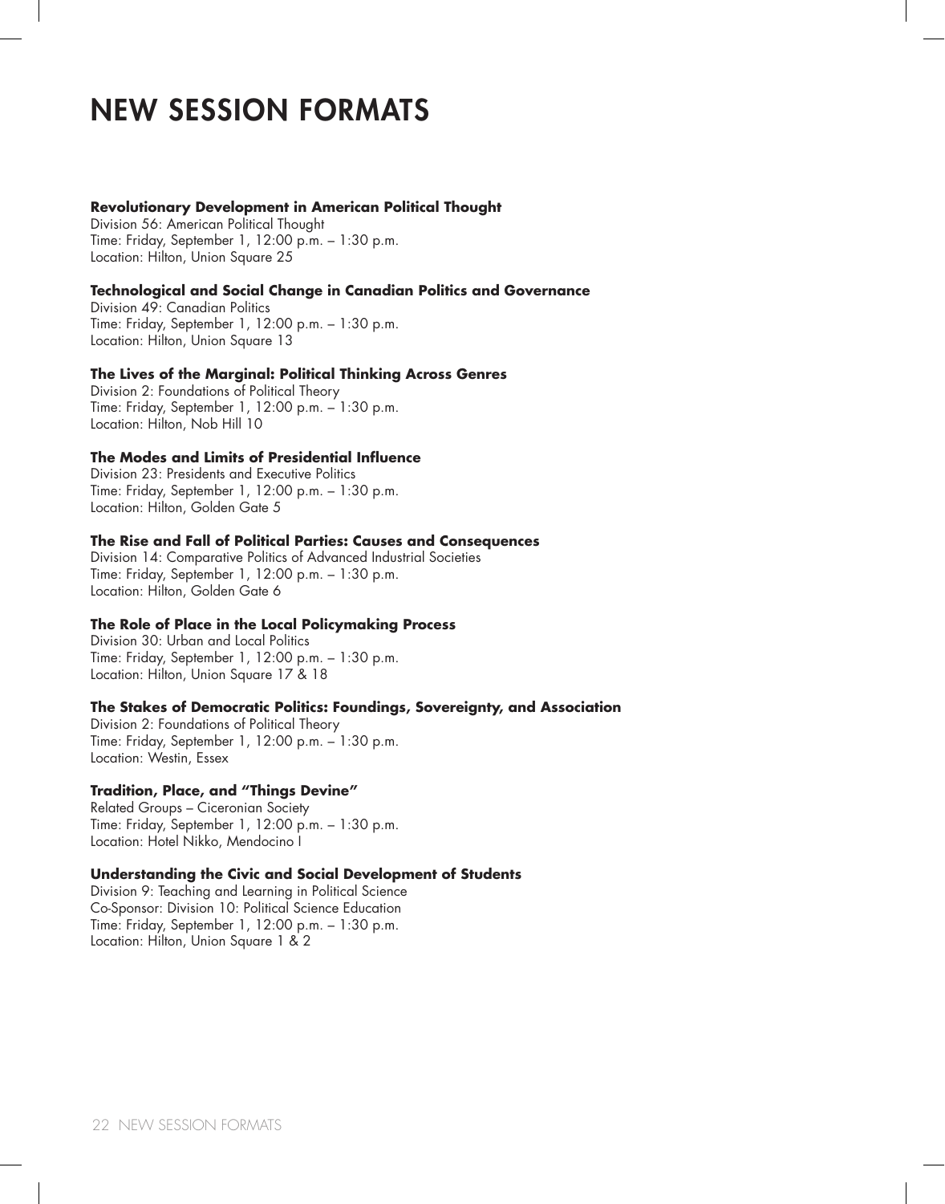# NEW SESSION FORMATS

**Revolutionary Development in American Political Thought**
Division 56: American Political Thought
Time: Friday, September 1, 12:00 p.m. – 1:30 p.m.
Location: Hilton, Union Square 25

**Technological and Social Change in Canadian Politics and Governance**
Division 49: Canadian Politics
Time: Friday, September 1, 12:00 p.m. – 1:30 p.m.
Location: Hilton, Union Square 13

**The Lives of the Marginal: Political Thinking Across Genres**
Division 2: Foundations of Political Theory
Time: Friday, September 1, 12:00 p.m. – 1:30 p.m.
Location: Hilton, Nob Hill 10

**The Modes and Limits of Presidential Influence**
Division 23: Presidents and Executive Politics
Time: Friday, September 1, 12:00 p.m. – 1:30 p.m.
Location: Hilton, Golden Gate 5

**The Rise and Fall of Political Parties: Causes and Consequences**
Division 14: Comparative Politics of Advanced Industrial Societies
Time: Friday, September 1, 12:00 p.m. – 1:30 p.m.
Location: Hilton, Golden Gate 6

**The Role of Place in the Local Policymaking Process**
Division 30: Urban and Local Politics
Time: Friday, September 1, 12:00 p.m. – 1:30 p.m.
Location: Hilton, Union Square 17 & 18

**The Stakes of Democratic Politics: Foundings, Sovereignty, and Association**
Division 2: Foundations of Political Theory
Time: Friday, September 1, 12:00 p.m. – 1:30 p.m.
Location: Westin, Essex

**Tradition, Place, and "Things Devine"**
Related Groups – Ciceronian Society
Time: Friday, September 1, 12:00 p.m. – 1:30 p.m.
Location: Hotel Nikko, Mendocino I

**Understanding the Civic and Social Development of Students**
Division 9: Teaching and Learning in Political Science
Co-Sponsor: Division 10: Political Science Education
Time: Friday, September 1, 12:00 p.m. – 1:30 p.m.
Location: Hilton, Union Square 1 & 2